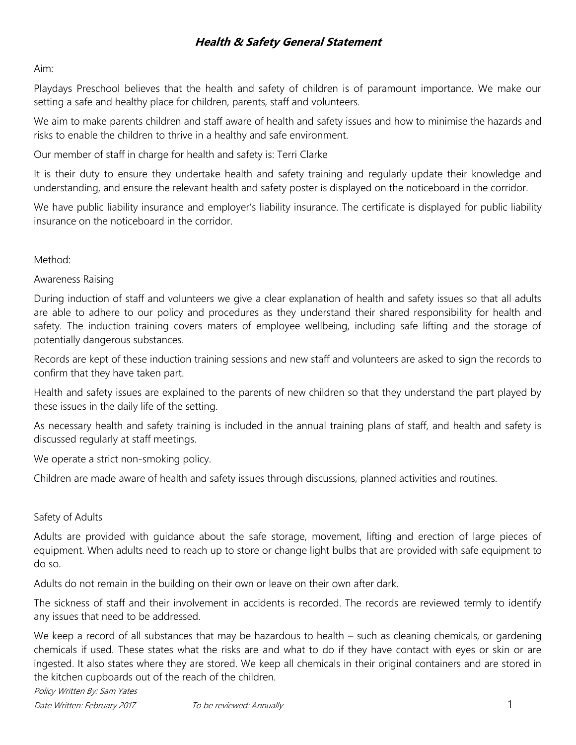# ***Health & Safety General Statement***

Aim:

Playdays Preschool believes that the health and safety of children is of paramount importance. We make our setting a safe and healthy place for children, parents, staff and volunteers.

We aim to make parents children and staff aware of health and safety issues and how to minimise the hazards and risks to enable the children to thrive in a healthy and safe environment.

Our member of staff in charge for health and safety is: Terri Clarke

It is their duty to ensure they undertake health and safety training and regularly update their knowledge and understanding, and ensure the relevant health and safety poster is displayed on the noticeboard in the corridor.

We have public liability insurance and employer's liability insurance. The certificate is displayed for public liability insurance on the noticeboard in the corridor.

Method:

Awareness Raising

During induction of staff and volunteers we give a clear explanation of health and safety issues so that all adults are able to adhere to our policy and procedures as they understand their shared responsibility for health and safety. The induction training covers maters of employee wellbeing, including safe lifting and the storage of potentially dangerous substances.

Records are kept of these induction training sessions and new staff and volunteers are asked to sign the records to confirm that they have taken part.

Health and safety issues are explained to the parents of new children so that they understand the part played by these issues in the daily life of the setting.

As necessary health and safety training is included in the annual training plans of staff, and health and safety is discussed regularly at staff meetings.

We operate a strict non-smoking policy.

Children are made aware of health and safety issues through discussions, planned activities and routines.

Safety of Adults

Adults are provided with guidance about the safe storage, movement, lifting and erection of large pieces of equipment. When adults need to reach up to store or change light bulbs that are provided with safe equipment to do so.

Adults do not remain in the building on their own or leave on their own after dark.

The sickness of staff and their involvement in accidents is recorded. The records are reviewed termly to identify any issues that need to be addressed.

We keep a record of all substances that may be hazardous to health – such as cleaning chemicals, or gardening chemicals if used. These states what the risks are and what to do if they have contact with eyes or skin or are ingested. It also states where they are stored. We keep all chemicals in their original containers and are stored in the kitchen cupboards out of the reach of the children.

*Policy Written By: Sam Yates*

*Date Written: February 2017* *To be reviewed: Annually*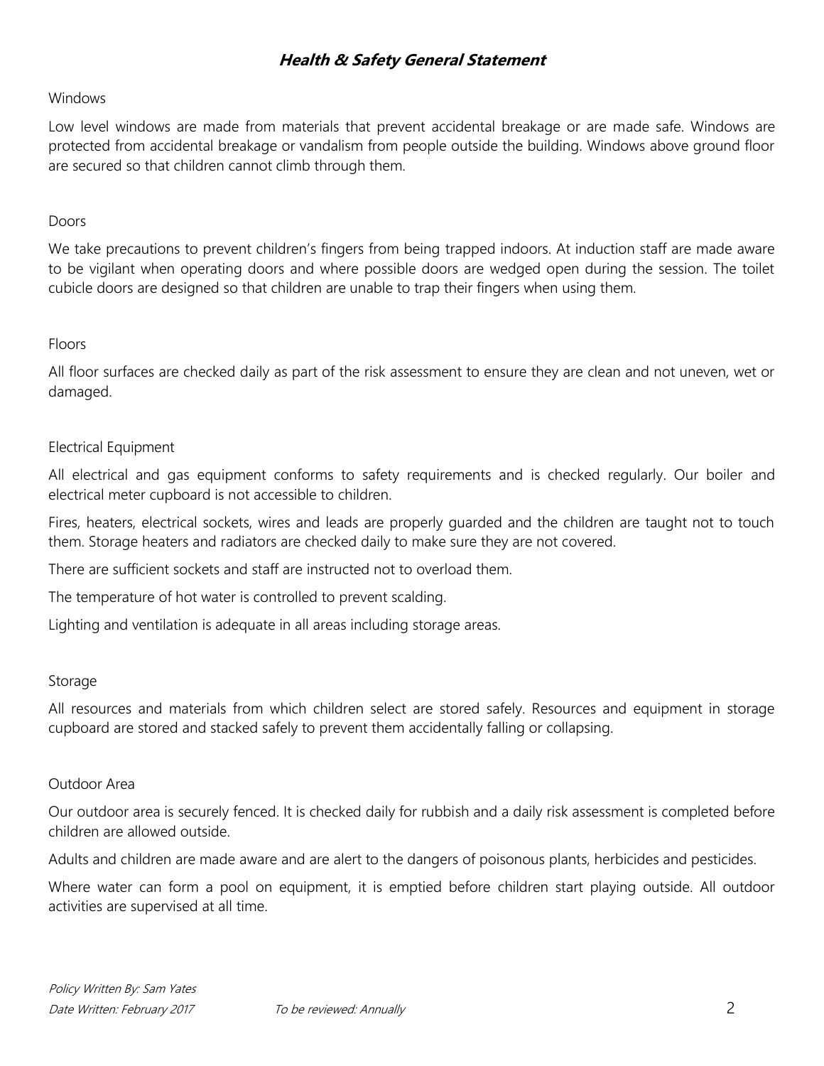# ***Health & Safety General Statement***

## Windows

Low level windows are made from materials that prevent accidental breakage or are made safe. Windows are protected from accidental breakage or vandalism from people outside the building. Windows above ground floor are secured so that children cannot climb through them.

## Doors

We take precautions to prevent children's fingers from being trapped indoors. At induction staff are made aware to be vigilant when operating doors and where possible doors are wedged open during the session. The toilet cubicle doors are designed so that children are unable to trap their fingers when using them.

## Floors

All floor surfaces are checked daily as part of the risk assessment to ensure they are clean and not uneven, wet or damaged.

## Electrical Equipment

All electrical and gas equipment conforms to safety requirements and is checked regularly. Our boiler and electrical meter cupboard is not accessible to children.

Fires, heaters, electrical sockets, wires and leads are properly guarded and the children are taught not to touch them. Storage heaters and radiators are checked daily to make sure they are not covered.

There are sufficient sockets and staff are instructed not to overload them.

The temperature of hot water is controlled to prevent scalding.

Lighting and ventilation is adequate in all areas including storage areas.

## Storage

All resources and materials from which children select are stored safely. Resources and equipment in storage cupboard are stored and stacked safely to prevent them accidentally falling or collapsing.

## Outdoor Area

Our outdoor area is securely fenced. It is checked daily for rubbish and a daily risk assessment is completed before children are allowed outside.

Adults and children are made aware and are alert to the dangers of poisonous plants, herbicides and pesticides.

Where water can form a pool on equipment, it is emptied before children start playing outside. All outdoor activities are supervised at all time.

*Policy Written By: Sam Yates*
*Date Written: February 2017* *To be reviewed: Annually*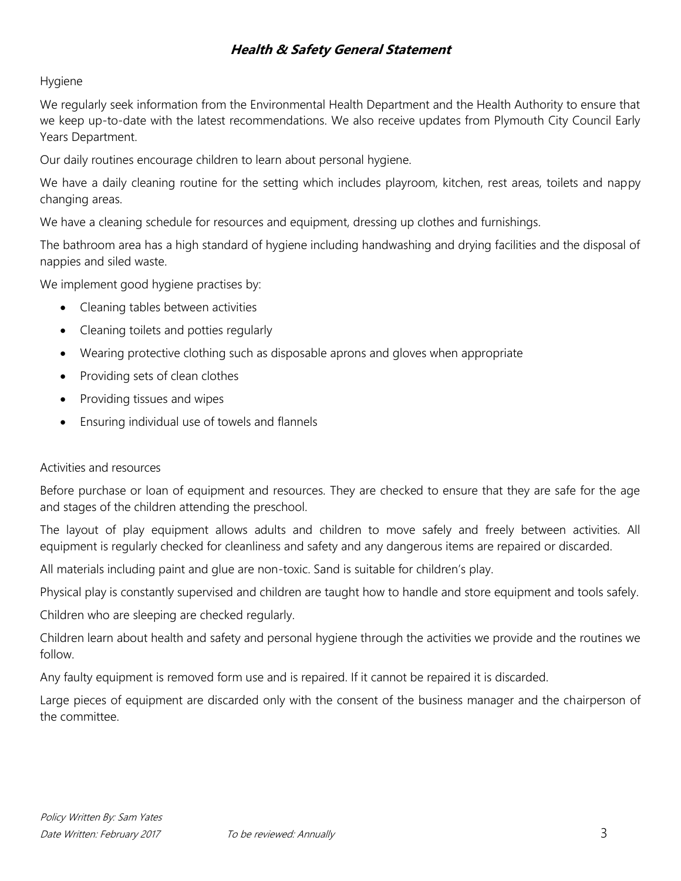## ***Health & Safety General Statement***

Hygiene

We regularly seek information from the Environmental Health Department and the Health Authority to ensure that we keep up-to-date with the latest recommendations. We also receive updates from Plymouth City Council Early Years Department.

Our daily routines encourage children to learn about personal hygiene.

We have a daily cleaning routine for the setting which includes playroom, kitchen, rest areas, toilets and nappy changing areas.

We have a cleaning schedule for resources and equipment, dressing up clothes and furnishings.

The bathroom area has a high standard of hygiene including handwashing and drying facilities and the disposal of nappies and siled waste.

We implement good hygiene practises by:

- Cleaning tables between activities
- Cleaning toilets and potties regularly
- Wearing protective clothing such as disposable aprons and gloves when appropriate
- Providing sets of clean clothes
- Providing tissues and wipes
- Ensuring individual use of towels and flannels

Activities and resources

Before purchase or loan of equipment and resources. They are checked to ensure that they are safe for the age and stages of the children attending the preschool.

The layout of play equipment allows adults and children to move safely and freely between activities. All equipment is regularly checked for cleanliness and safety and any dangerous items are repaired or discarded.

All materials including paint and glue are non-toxic. Sand is suitable for children's play.

Physical play is constantly supervised and children are taught how to handle and store equipment and tools safely.

Children who are sleeping are checked regularly.

Children learn about health and safety and personal hygiene through the activities we provide and the routines we follow.

Any faulty equipment is removed form use and is repaired. If it cannot be repaired it is discarded.

Large pieces of equipment are discarded only with the consent of the business manager and the chairperson of the committee.

*Policy Written By: Sam Yates*

*Date Written: February 2017* *To be reviewed: Annually*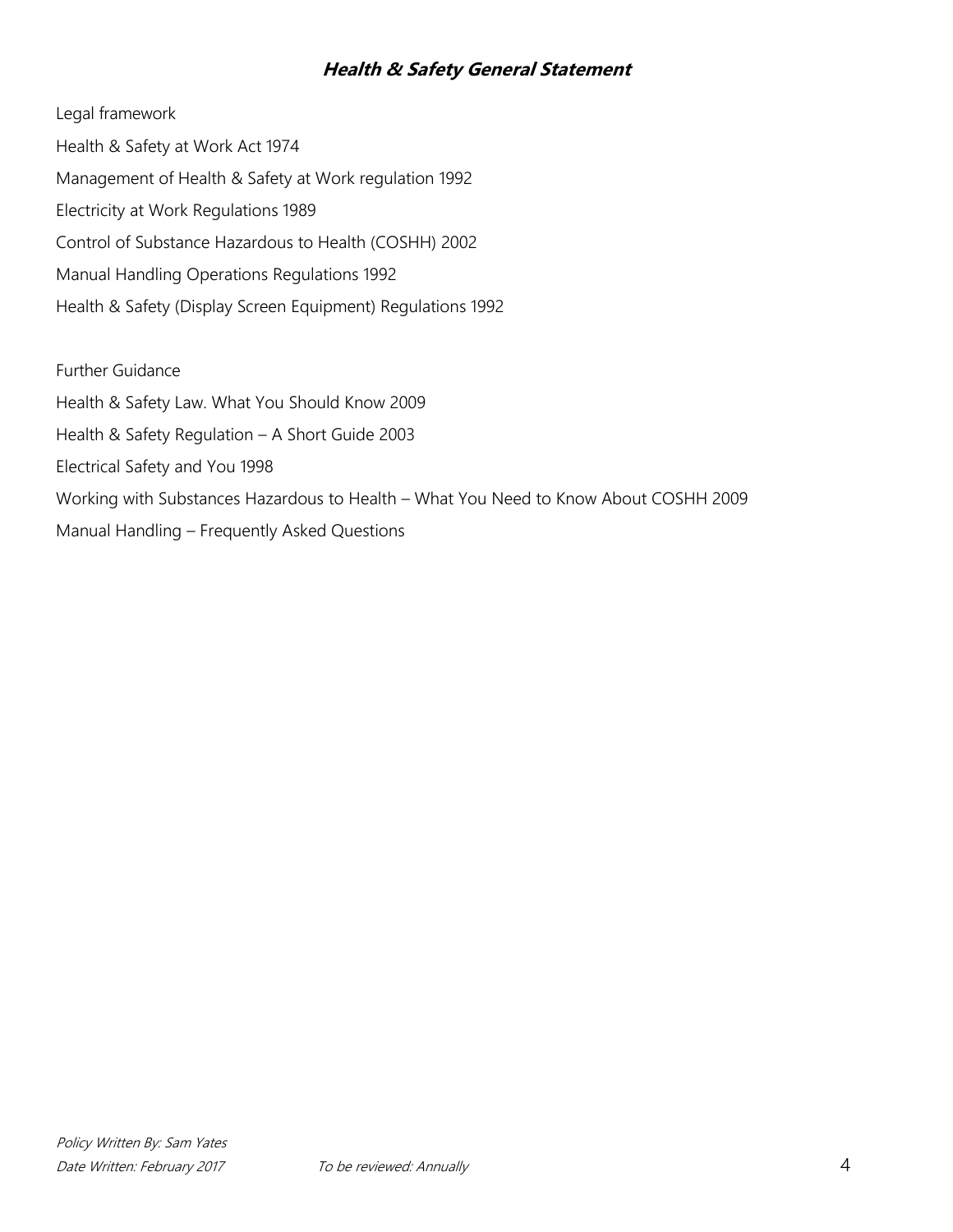## ***Health & Safety General Statement***

Legal framework

Health & Safety at Work Act 1974

Management of Health & Safety at Work regulation 1992

Electricity at Work Regulations 1989

Control of Substance Hazardous to Health (COSHH) 2002

Manual Handling Operations Regulations 1992

Health & Safety (Display Screen Equipment) Regulations 1992

Further Guidance

Health & Safety Law. What You Should Know 2009

Health & Safety Regulation – A Short Guide 2003

Electrical Safety and You 1998

Working with Substances Hazardous to Health – What You Need to Know About COSHH 2009

Manual Handling – Frequently Asked Questions